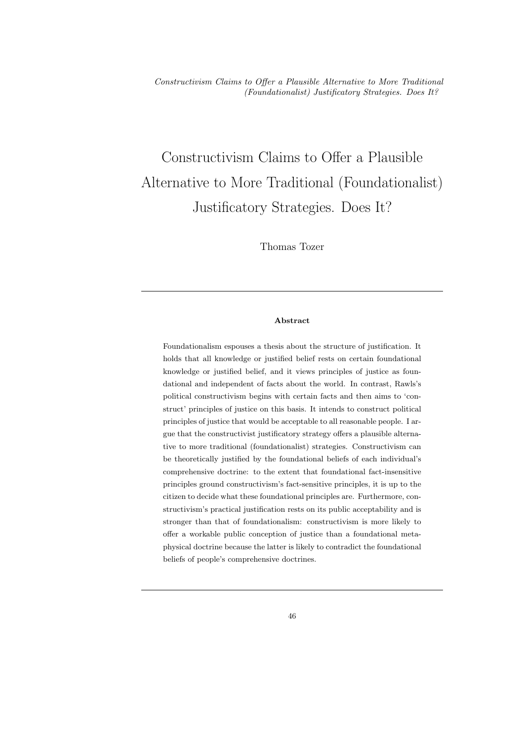# Constructivism Claims to Offer a Plausible Alternative to More Traditional (Foundationalist) Justificatory Strategies. Does It?

Thomas Tozer

---

**Abstract**

Foundationalism espouses a thesis about the structure of justification. It holds that all knowledge or justified belief rests on certain foundational knowledge or justified belief, and it views principles of justice as foundational and independent of facts about the world. In contrast, Rawls's political constructivism begins with certain facts and then aims to 'construct' principles of justice on this basis. It intends to construct political principles of justice that would be acceptable to all reasonable people. I argue that the constructivist justificatory strategy offers a plausible alternative to more traditional (foundationalist) strategies. Constructivism can be theoretically justified by the foundational beliefs of each individual's comprehensive doctrine: to the extent that foundational fact-insensitive principles ground constructivism's fact-sensitive principles, it is up to the citizen to decide what these foundational principles are. Furthermore, constructivism's practical justification rests on its public acceptability and is stronger than that of foundationalism: constructivism is more likely to offer a workable public conception of justice than a foundational metaphysical doctrine because the latter is likely to contradict the foundational beliefs of people's comprehensive doctrines.

---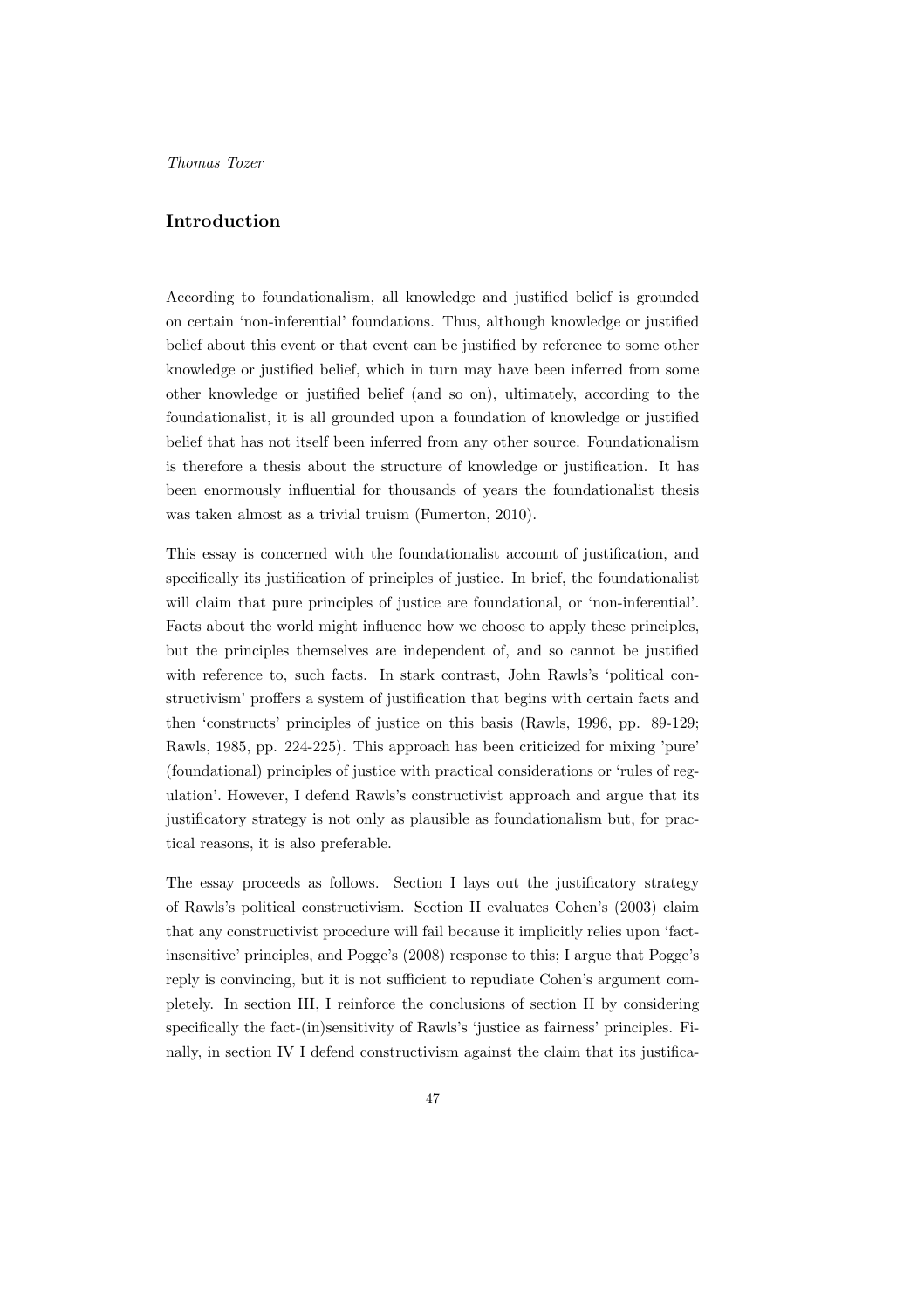## Introduction

According to foundationalism, all knowledge and justified belief is grounded on certain 'non-inferential' foundations. Thus, although knowledge or justified belief about this event or that event can be justified by reference to some other knowledge or justified belief, which in turn may have been inferred from some other knowledge or justified belief (and so on), ultimately, according to the foundationalist, it is all grounded upon a foundation of knowledge or justified belief that has not itself been inferred from any other source. Foundationalism is therefore a thesis about the structure of knowledge or justification. It has been enormously influential for thousands of years the foundationalist thesis was taken almost as a trivial truism (Fumerton, 2010).

This essay is concerned with the foundationalist account of justification, and specifically its justification of principles of justice. In brief, the foundationalist will claim that pure principles of justice are foundational, or 'non-inferential'. Facts about the world might influence how we choose to apply these principles, but the principles themselves are independent of, and so cannot be justified with reference to, such facts. In stark contrast, John Rawls's 'political constructivism' proffers a system of justification that begins with certain facts and then 'constructs' principles of justice on this basis (Rawls, 1996, pp. 89-129; Rawls, 1985, pp. 224-225). This approach has been criticized for mixing 'pure' (foundational) principles of justice with practical considerations or 'rules of regulation'. However, I defend Rawls's constructivist approach and argue that its justificatory strategy is not only as plausible as foundationalism but, for practical reasons, it is also preferable.

The essay proceeds as follows. Section I lays out the justificatory strategy of Rawls's political constructivism. Section II evaluates Cohen's (2003) claim that any constructivist procedure will fail because it implicitly relies upon 'fact-insensitive' principles, and Pogge's (2008) response to this; I argue that Pogge's reply is convincing, but it is not sufficient to repudiate Cohen's argument completely. In section III, I reinforce the conclusions of section II by considering specifically the fact-(in)sensitivity of Rawls's 'justice as fairness' principles. Finally, in section IV I defend constructivism against the claim that its justifica-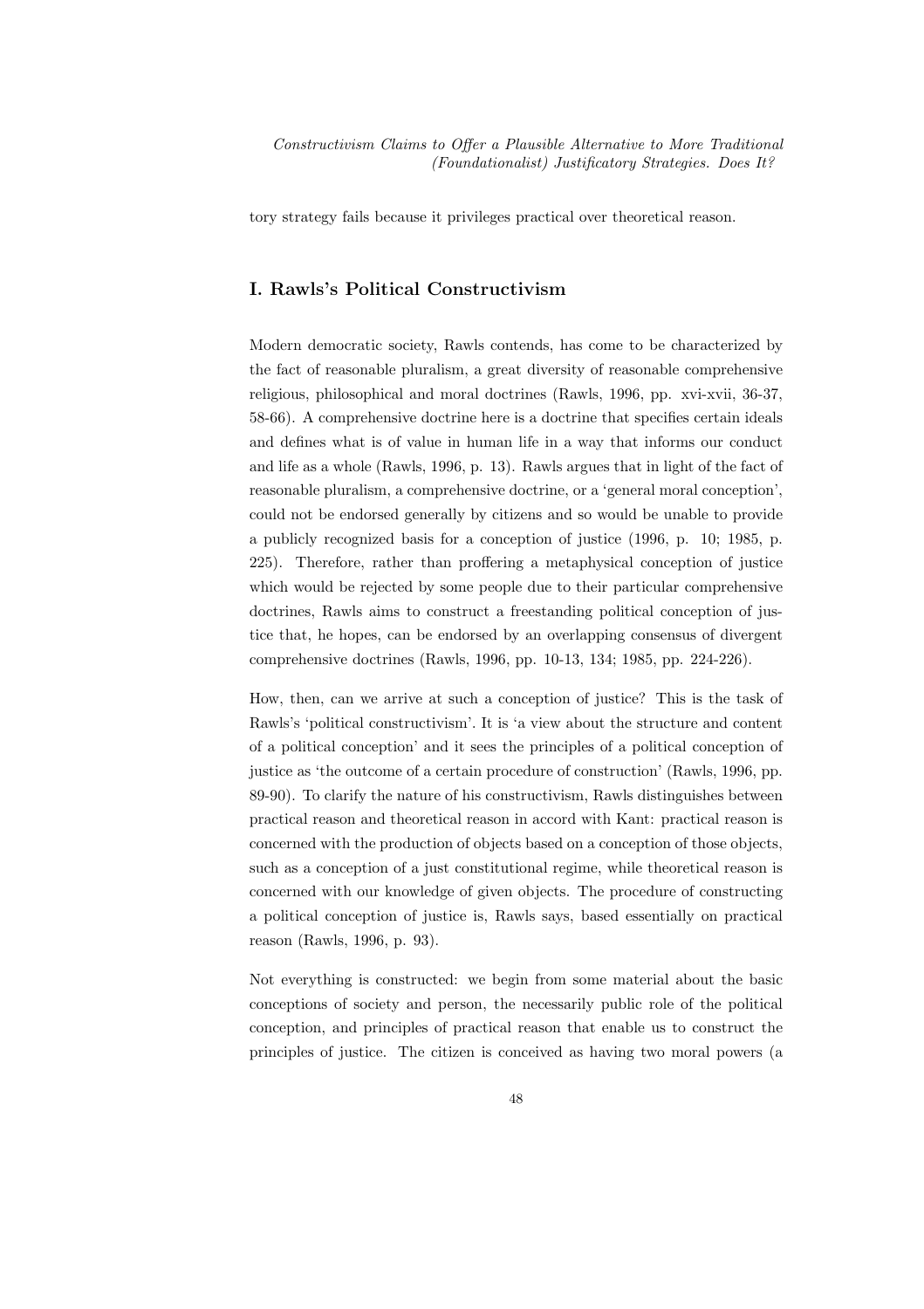tory strategy fails because it privileges practical over theoretical reason.

## I. Rawls's Political Constructivism

Modern democratic society, Rawls contends, has come to be characterized by the fact of reasonable pluralism, a great diversity of reasonable comprehensive religious, philosophical and moral doctrines (Rawls, 1996, pp. xvi-xvii, 36-37, 58-66). A comprehensive doctrine here is a doctrine that specifies certain ideals and defines what is of value in human life in a way that informs our conduct and life as a whole (Rawls, 1996, p. 13). Rawls argues that in light of the fact of reasonable pluralism, a comprehensive doctrine, or a 'general moral conception', could not be endorsed generally by citizens and so would be unable to provide a publicly recognized basis for a conception of justice (1996, p. 10; 1985, p. 225). Therefore, rather than proffering a metaphysical conception of justice which would be rejected by some people due to their particular comprehensive doctrines, Rawls aims to construct a freestanding political conception of justice that, he hopes, can be endorsed by an overlapping consensus of divergent comprehensive doctrines (Rawls, 1996, pp. 10-13, 134; 1985, pp. 224-226).

How, then, can we arrive at such a conception of justice? This is the task of Rawls's 'political constructivism'. It is 'a view about the structure and content of a political conception' and it sees the principles of a political conception of justice as 'the outcome of a certain procedure of construction' (Rawls, 1996, pp. 89-90). To clarify the nature of his constructivism, Rawls distinguishes between practical reason and theoretical reason in accord with Kant: practical reason is concerned with the production of objects based on a conception of those objects, such as a conception of a just constitutional regime, while theoretical reason is concerned with our knowledge of given objects. The procedure of constructing a political conception of justice is, Rawls says, based essentially on practical reason (Rawls, 1996, p. 93).

Not everything is constructed: we begin from some material about the basic conceptions of society and person, the necessarily public role of the political conception, and principles of practical reason that enable us to construct the principles of justice. The citizen is conceived as having two moral powers (a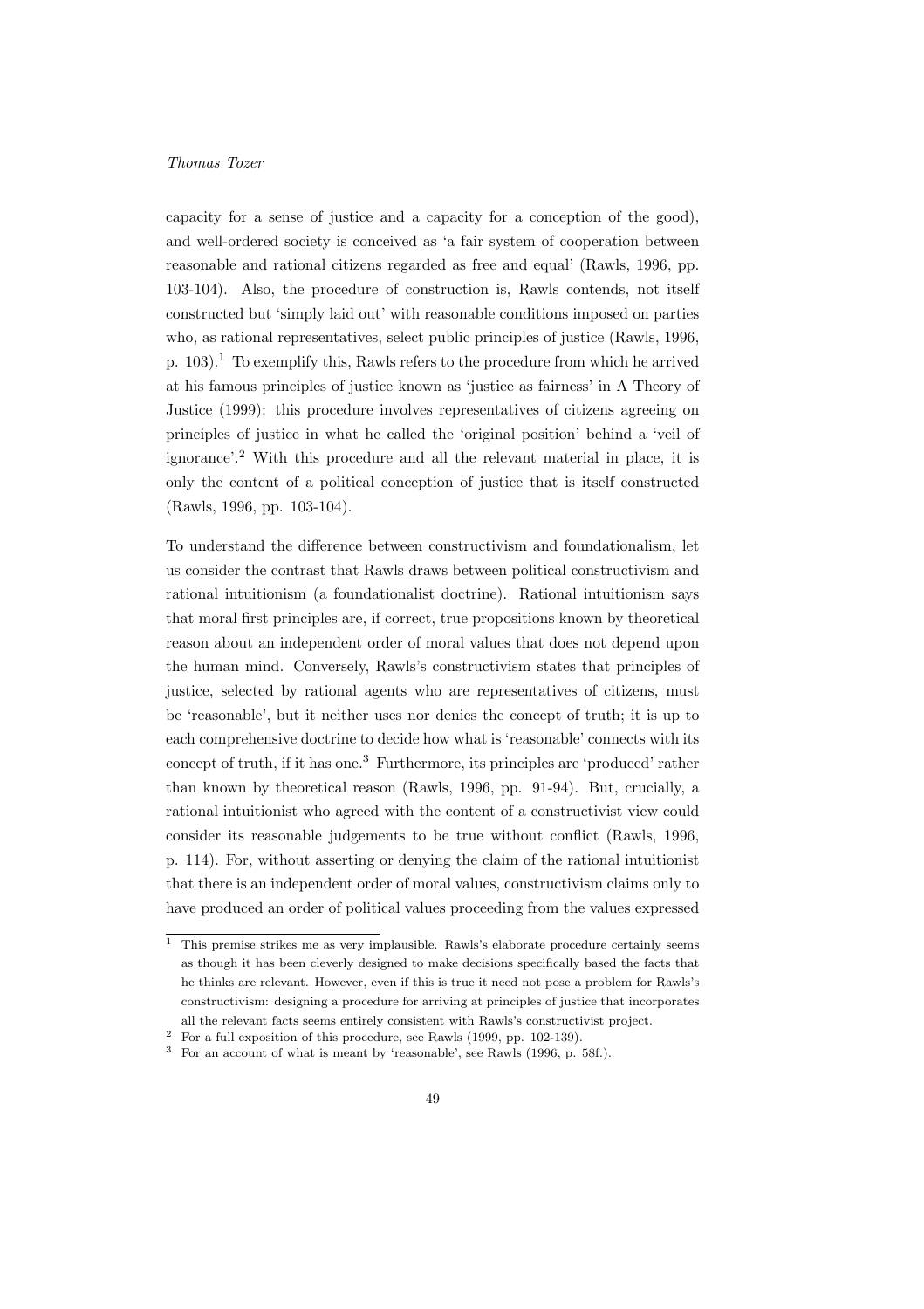capacity for a sense of justice and a capacity for a conception of the good), and well-ordered society is conceived as 'a fair system of cooperation between reasonable and rational citizens regarded as free and equal' (Rawls, 1996, pp. 103-104). Also, the procedure of construction is, Rawls contends, not itself constructed but 'simply laid out' with reasonable conditions imposed on parties who, as rational representatives, select public principles of justice (Rawls, 1996, p. 103).[1] To exemplify this, Rawls refers to the procedure from which he arrived at his famous principles of justice known as 'justice as fairness' in A Theory of Justice (1999): this procedure involves representatives of citizens agreeing on principles of justice in what he called the 'original position' behind a 'veil of ignorance'.[2] With this procedure and all the relevant material in place, it is only the content of a political conception of justice that is itself constructed (Rawls, 1996, pp. 103-104).

To understand the difference between constructivism and foundationalism, let us consider the contrast that Rawls draws between political constructivism and rational intuitionism (a foundationalist doctrine). Rational intuitionism says that moral first principles are, if correct, true propositions known by theoretical reason about an independent order of moral values that does not depend upon the human mind. Conversely, Rawls's constructivism states that principles of justice, selected by rational agents who are representatives of citizens, must be 'reasonable', but it neither uses nor denies the concept of truth; it is up to each comprehensive doctrine to decide how what is 'reasonable' connects with its concept of truth, if it has one.[3] Furthermore, its principles are 'produced' rather than known by theoretical reason (Rawls, 1996, pp. 91-94). But, crucially, a rational intuitionist who agreed with the content of a constructivist view could consider its reasonable judgements to be true without conflict (Rawls, 1996, p. 114). For, without asserting or denying the claim of the rational intuitionist that there is an independent order of moral values, constructivism claims only to have produced an order of political values proceeding from the values expressed

[1] This premise strikes me as very implausible. Rawls's elaborate procedure certainly seems as though it has been cleverly designed to make decisions specifically based the facts that he thinks are relevant. However, even if this is true it need not pose a problem for Rawls's constructivism: designing a procedure for arriving at principles of justice that incorporates all the relevant facts seems entirely consistent with Rawls's constructivist project.

[2] For a full exposition of this procedure, see Rawls (1999, pp. 102-139).

[3] For an account of what is meant by 'reasonable', see Rawls (1996, p. 58f.).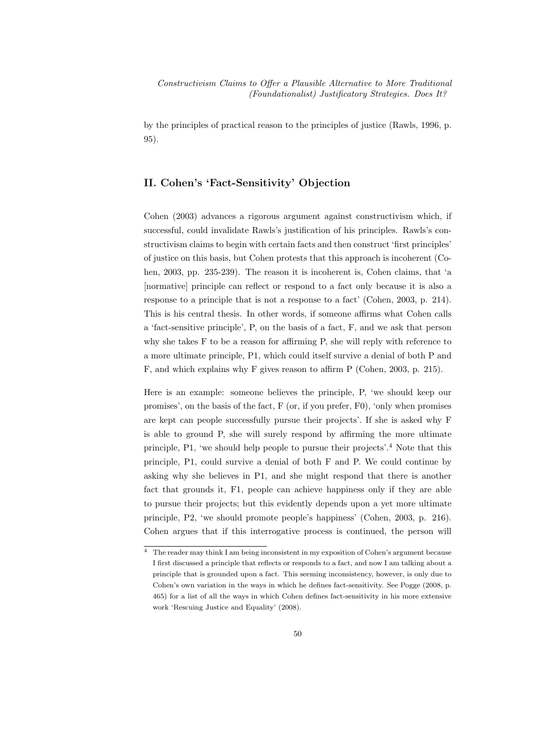by the principles of practical reason to the principles of justice (Rawls, 1996, p. 95).

## II. Cohen's 'Fact-Sensitivity' Objection

Cohen (2003) advances a rigorous argument against constructivism which, if successful, could invalidate Rawls's justification of his principles. Rawls's constructivism claims to begin with certain facts and then construct 'first principles' of justice on this basis, but Cohen protests that this approach is incoherent (Cohen, 2003, pp. 235-239). The reason it is incoherent is, Cohen claims, that 'a [normative] principle can reflect or respond to a fact only because it is also a response to a principle that is not a response to a fact' (Cohen, 2003, p. 214). This is his central thesis. In other words, if someone affirms what Cohen calls a 'fact-sensitive principle', P, on the basis of a fact, F, and we ask that person why she takes F to be a reason for affirming P, she will reply with reference to a more ultimate principle, P1, which could itself survive a denial of both P and F, and which explains why F gives reason to affirm P (Cohen, 2003, p. 215).

Here is an example: someone believes the principle, P, 'we should keep our promises', on the basis of the fact, F (or, if you prefer, F0), 'only when promises are kept can people successfully pursue their projects'. If she is asked why F is able to ground P, she will surely respond by affirming the more ultimate principle, P1, 'we should help people to pursue their projects'.[4] Note that this principle, P1, could survive a denial of both F and P. We could continue by asking why she believes in P1, and she might respond that there is another fact that grounds it, F1, people can achieve happiness only if they are able to pursue their projects; but this evidently depends upon a yet more ultimate principle, P2, 'we should promote people's happiness' (Cohen, 2003, p. 216). Cohen argues that if this interrogative process is continued, the person will

[4] The reader may think I am being inconsistent in my exposition of Cohen's argument because I first discussed a principle that reflects or responds to a fact, and now I am talking about a principle that is grounded upon a fact. This seeming inconsistency, however, is only due to Cohen's own variation in the ways in which he defines fact-sensitivity. See Pogge (2008, p. 465) for a list of all the ways in which Cohen defines fact-sensitivity in his more extensive work 'Rescuing Justice and Equality' (2008).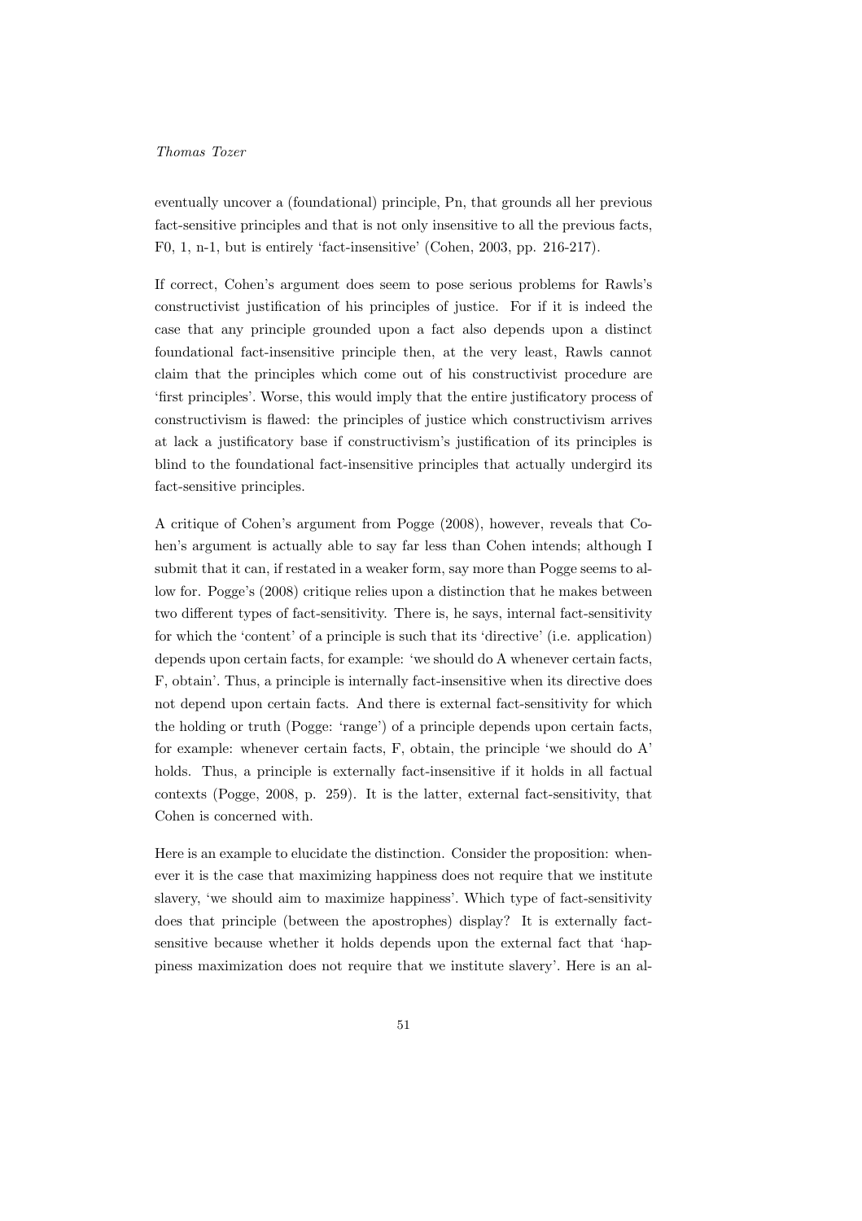eventually uncover a (foundational) principle, Pn, that grounds all her previous fact-sensitive principles and that is not only insensitive to all the previous facts, F0, 1, n-1, but is entirely 'fact-insensitive' (Cohen, 2003, pp. 216-217).

If correct, Cohen's argument does seem to pose serious problems for Rawls's constructivist justification of his principles of justice. For if it is indeed the case that any principle grounded upon a fact also depends upon a distinct foundational fact-insensitive principle then, at the very least, Rawls cannot claim that the principles which come out of his constructivist procedure are 'first principles'. Worse, this would imply that the entire justificatory process of constructivism is flawed: the principles of justice which constructivism arrives at lack a justificatory base if constructivism's justification of its principles is blind to the foundational fact-insensitive principles that actually undergird its fact-sensitive principles.

A critique of Cohen's argument from Pogge (2008), however, reveals that Cohen's argument is actually able to say far less than Cohen intends; although I submit that it can, if restated in a weaker form, say more than Pogge seems to allow for. Pogge's (2008) critique relies upon a distinction that he makes between two different types of fact-sensitivity. There is, he says, internal fact-sensitivity for which the 'content' of a principle is such that its 'directive' (i.e. application) depends upon certain facts, for example: 'we should do A whenever certain facts, F, obtain'. Thus, a principle is internally fact-insensitive when its directive does not depend upon certain facts. And there is external fact-sensitivity for which the holding or truth (Pogge: 'range') of a principle depends upon certain facts, for example: whenever certain facts, F, obtain, the principle 'we should do A' holds. Thus, a principle is externally fact-insensitive if it holds in all factual contexts (Pogge, 2008, p. 259). It is the latter, external fact-sensitivity, that Cohen is concerned with.

Here is an example to elucidate the distinction. Consider the proposition: whenever it is the case that maximizing happiness does not require that we institute slavery, 'we should aim to maximize happiness'. Which type of fact-sensitivity does that principle (between the apostrophes) display? It is externally fact-sensitive because whether it holds depends upon the external fact that 'happiness maximization does not require that we institute slavery'. Here is an al-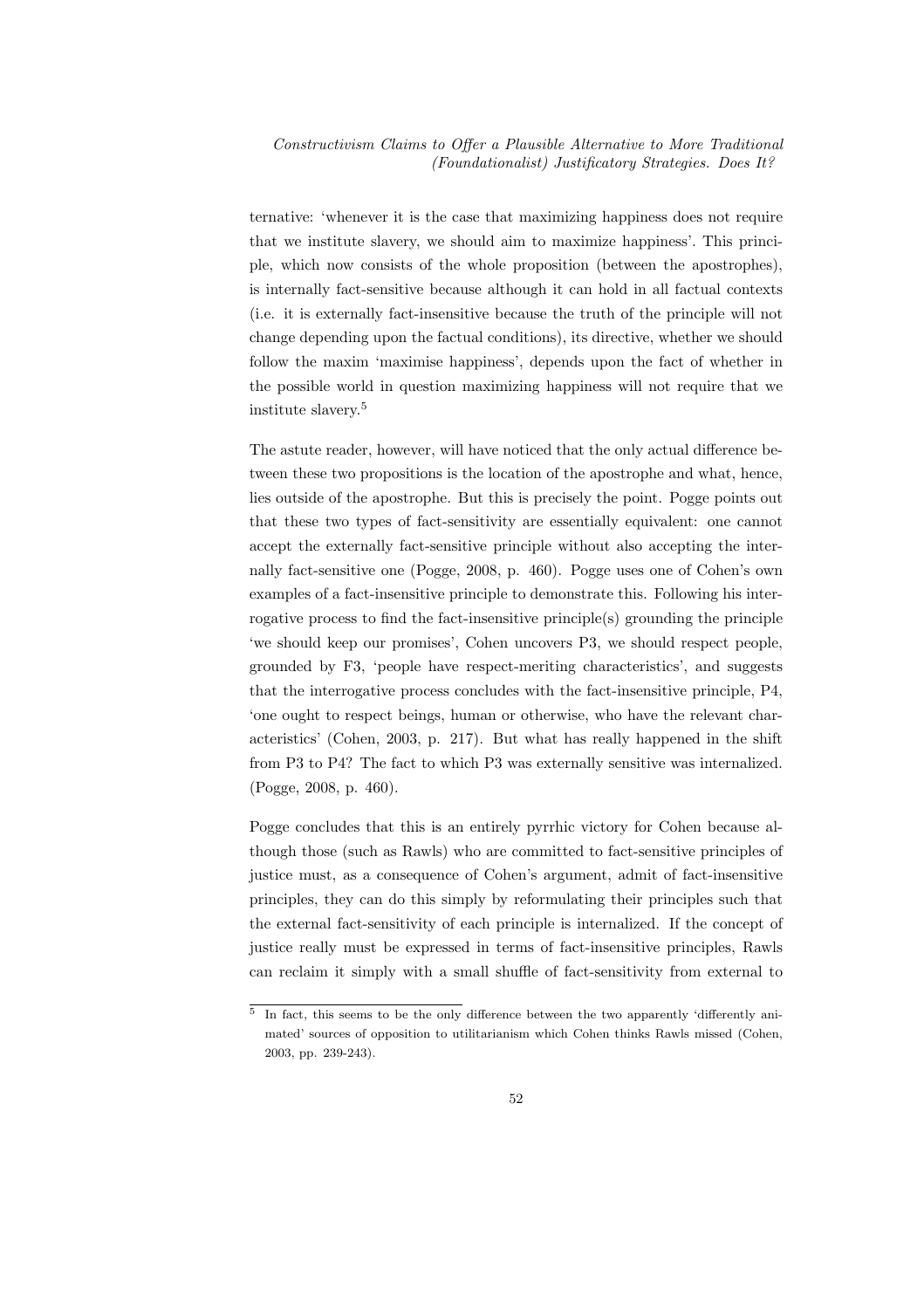ternative: 'whenever it is the case that maximizing happiness does not require that we institute slavery, we should aim to maximize happiness'. This principle, which now consists of the whole proposition (between the apostrophes), is internally fact-sensitive because although it can hold in all factual contexts (i.e. it is externally fact-insensitive because the truth of the principle will not change depending upon the factual conditions), its directive, whether we should follow the maxim 'maximise happiness', depends upon the fact of whether in the possible world in question maximizing happiness will not require that we institute slavery.[5]

The astute reader, however, will have noticed that the only actual difference between these two propositions is the location of the apostrophe and what, hence, lies outside of the apostrophe. But this is precisely the point. Pogge points out that these two types of fact-sensitivity are essentially equivalent: one cannot accept the externally fact-sensitive principle without also accepting the internally fact-sensitive one (Pogge, 2008, p. 460). Pogge uses one of Cohen's own examples of a fact-insensitive principle to demonstrate this. Following his interrogative process to find the fact-insensitive principle(s) grounding the principle 'we should keep our promises', Cohen uncovers P3, we should respect people, grounded by F3, 'people have respect-meriting characteristics', and suggests that the interrogative process concludes with the fact-insensitive principle, P4, 'one ought to respect beings, human or otherwise, who have the relevant characteristics' (Cohen, 2003, p. 217). But what has really happened in the shift from P3 to P4? The fact to which P3 was externally sensitive was internalized. (Pogge, 2008, p. 460).

Pogge concludes that this is an entirely pyrrhic victory for Cohen because although those (such as Rawls) who are committed to fact-sensitive principles of justice must, as a consequence of Cohen's argument, admit of fact-insensitive principles, they can do this simply by reformulating their principles such that the external fact-sensitivity of each principle is internalized. If the concept of justice really must be expressed in terms of fact-insensitive principles, Rawls can reclaim it simply with a small shuffle of fact-sensitivity from external to

[5] In fact, this seems to be the only difference between the two apparently 'differently animated' sources of opposition to utilitarianism which Cohen thinks Rawls missed (Cohen, 2003, pp. 239-243).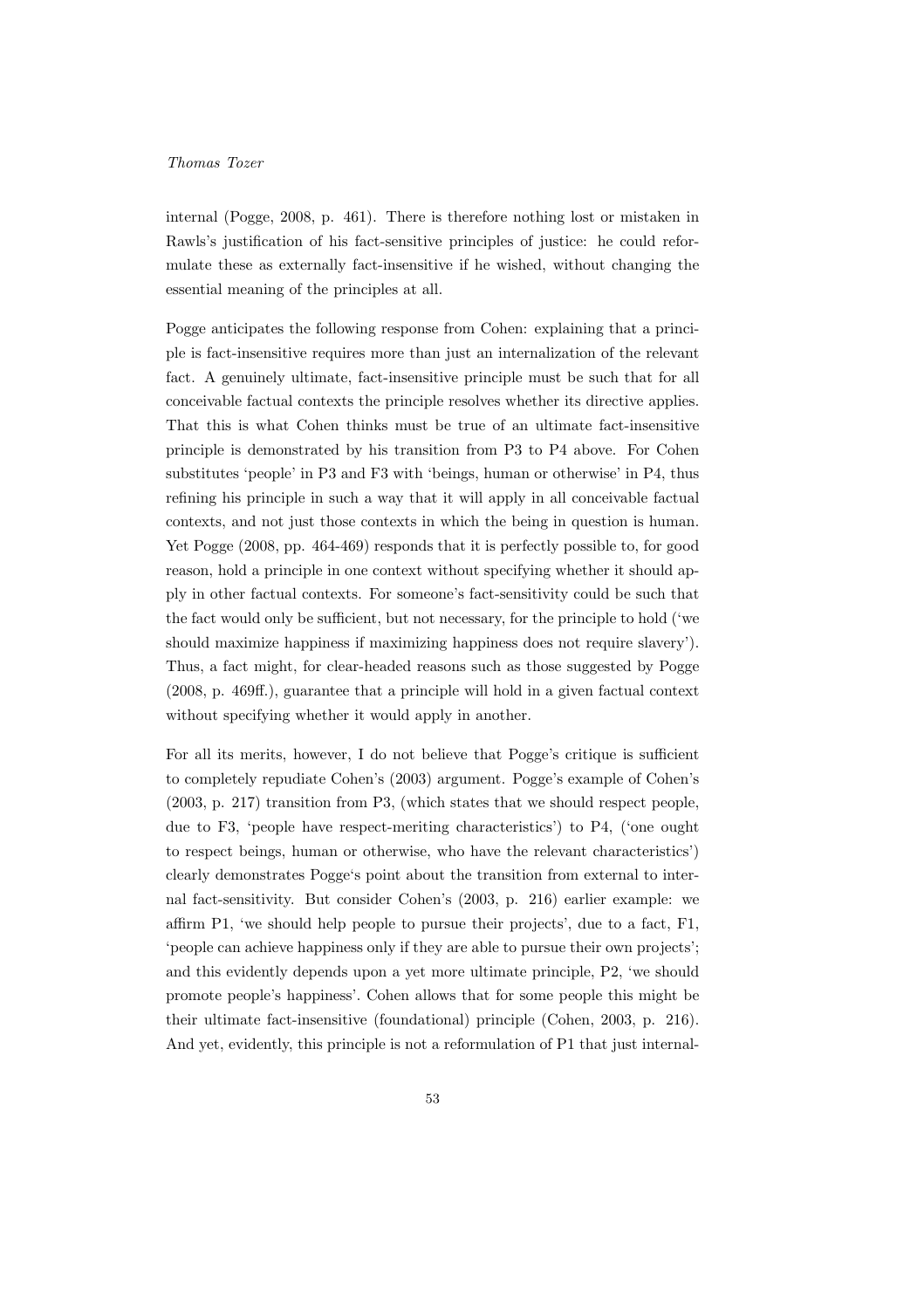internal (Pogge, 2008, p. 461). There is therefore nothing lost or mistaken in Rawls's justification of his fact-sensitive principles of justice: he could reformulate these as externally fact-insensitive if he wished, without changing the essential meaning of the principles at all.

Pogge anticipates the following response from Cohen: explaining that a principle is fact-insensitive requires more than just an internalization of the relevant fact. A genuinely ultimate, fact-insensitive principle must be such that for all conceivable factual contexts the principle resolves whether its directive applies. That this is what Cohen thinks must be true of an ultimate fact-insensitive principle is demonstrated by his transition from P3 to P4 above. For Cohen substitutes 'people' in P3 and F3 with 'beings, human or otherwise' in P4, thus refining his principle in such a way that it will apply in all conceivable factual contexts, and not just those contexts in which the being in question is human. Yet Pogge (2008, pp. 464-469) responds that it is perfectly possible to, for good reason, hold a principle in one context without specifying whether it should apply in other factual contexts. For someone's fact-sensitivity could be such that the fact would only be sufficient, but not necessary, for the principle to hold ('we should maximize happiness if maximizing happiness does not require slavery'). Thus, a fact might, for clear-headed reasons such as those suggested by Pogge (2008, p. 469ff.), guarantee that a principle will hold in a given factual context without specifying whether it would apply in another.

For all its merits, however, I do not believe that Pogge's critique is sufficient to completely repudiate Cohen's (2003) argument. Pogge's example of Cohen's (2003, p. 217) transition from P3, (which states that we should respect people, due to F3, 'people have respect-meriting characteristics') to P4, ('one ought to respect beings, human or otherwise, who have the relevant characteristics') clearly demonstrates Pogge's point about the transition from external to internal fact-sensitivity. But consider Cohen's (2003, p. 216) earlier example: we affirm P1, 'we should help people to pursue their projects', due to a fact, F1, 'people can achieve happiness only if they are able to pursue their own projects'; and this evidently depends upon a yet more ultimate principle, P2, 'we should promote people's happiness'. Cohen allows that for some people this might be their ultimate fact-insensitive (foundational) principle (Cohen, 2003, p. 216). And yet, evidently, this principle is not a reformulation of P1 that just internal-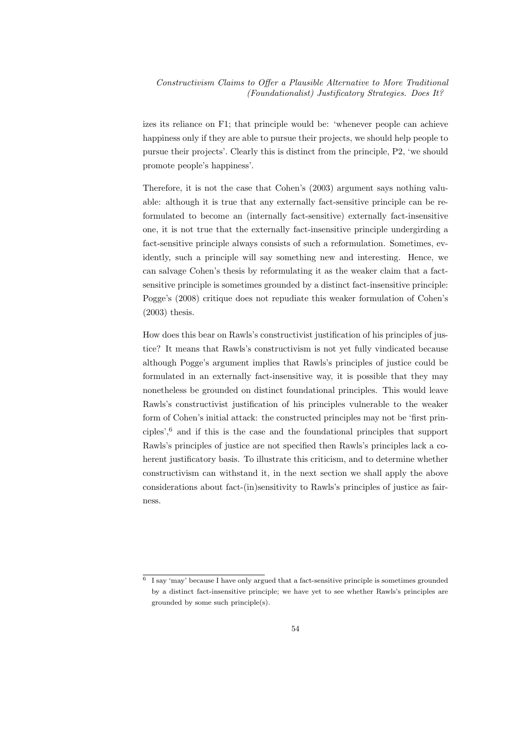izes its reliance on F1; that principle would be: 'whenever people can achieve happiness only if they are able to pursue their projects, we should help people to pursue their projects'. Clearly this is distinct from the principle, P2, 'we should promote people's happiness'.

Therefore, it is not the case that Cohen's (2003) argument says nothing valuable: although it is true that any externally fact-sensitive principle can be reformulated to become an (internally fact-sensitive) externally fact-insensitive one, it is not true that the externally fact-insensitive principle undergirding a fact-sensitive principle always consists of such a reformulation. Sometimes, evidently, such a principle will say something new and interesting. Hence, we can salvage Cohen's thesis by reformulating it as the weaker claim that a fact-sensitive principle is sometimes grounded by a distinct fact-insensitive principle: Pogge's (2008) critique does not repudiate this weaker formulation of Cohen's (2003) thesis.

How does this bear on Rawls's constructivist justification of his principles of justice? It means that Rawls's constructivism is not yet fully vindicated because although Pogge's argument implies that Rawls's principles of justice could be formulated in an externally fact-insensitive way, it is possible that they may nonetheless be grounded on distinct foundational principles. This would leave Rawls's constructivist justification of his principles vulnerable to the weaker form of Cohen's initial attack: the constructed principles may not be 'first principles',[6] and if this is the case and the foundational principles that support Rawls's principles of justice are not specified then Rawls's principles lack a coherent justificatory basis. To illustrate this criticism, and to determine whether constructivism can withstand it, in the next section we shall apply the above considerations about fact-(in)sensitivity to Rawls's principles of justice as fairness.

[6] I say 'may' because I have only argued that a fact-sensitive principle is sometimes grounded by a distinct fact-insensitive principle; we have yet to see whether Rawls's principles are grounded by some such principle(s).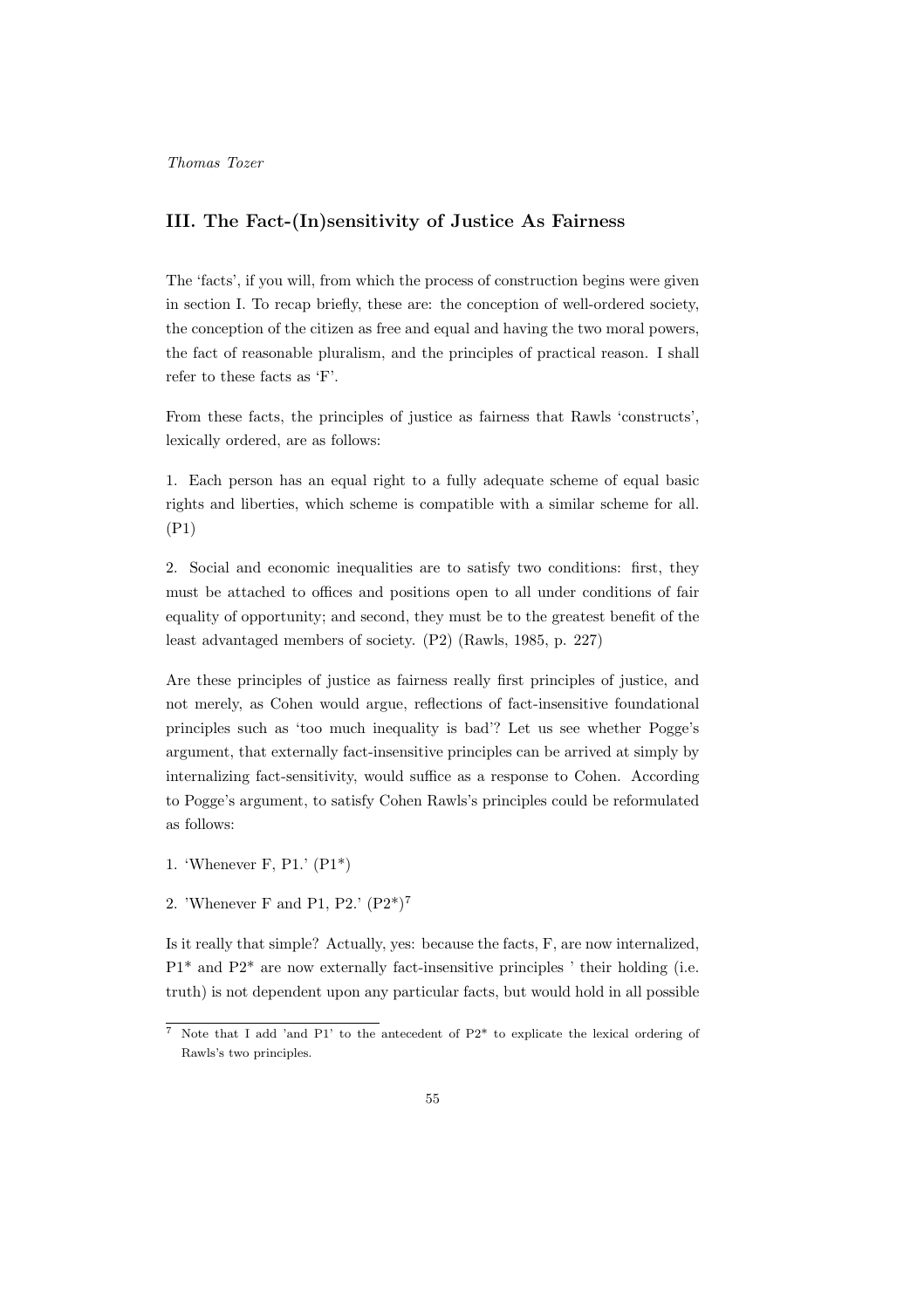## III. The Fact-(In)sensitivity of Justice As Fairness

The 'facts', if you will, from which the process of construction begins were given in section I. To recap briefly, these are: the conception of well-ordered society, the conception of the citizen as free and equal and having the two moral powers, the fact of reasonable pluralism, and the principles of practical reason. I shall refer to these facts as 'F'.

From these facts, the principles of justice as fairness that Rawls 'constructs', lexically ordered, are as follows:

1. Each person has an equal right to a fully adequate scheme of equal basic rights and liberties, which scheme is compatible with a similar scheme for all. (P1)

2. Social and economic inequalities are to satisfy two conditions: first, they must be attached to offices and positions open to all under conditions of fair equality of opportunity; and second, they must be to the greatest benefit of the least advantaged members of society. (P2) (Rawls, 1985, p. 227)

Are these principles of justice as fairness really first principles of justice, and not merely, as Cohen would argue, reflections of fact-insensitive foundational principles such as 'too much inequality is bad'? Let us see whether Pogge's argument, that externally fact-insensitive principles can be arrived at simply by internalizing fact-sensitivity, would suffice as a response to Cohen. According to Pogge's argument, to satisfy Cohen Rawls's principles could be reformulated as follows:

1. 'Whenever F, P1.' (P1*)

2. 'Whenever F and P1, P2.' (P2*)[7]

Is it really that simple? Actually, yes: because the facts, F, are now internalized, P1* and P2* are now externally fact-insensitive principles ' their holding (i.e. truth) is not dependent upon any particular facts, but would hold in all possible

[7] Note that I add 'and P1' to the antecedent of P2* to explicate the lexical ordering of Rawls's two principles.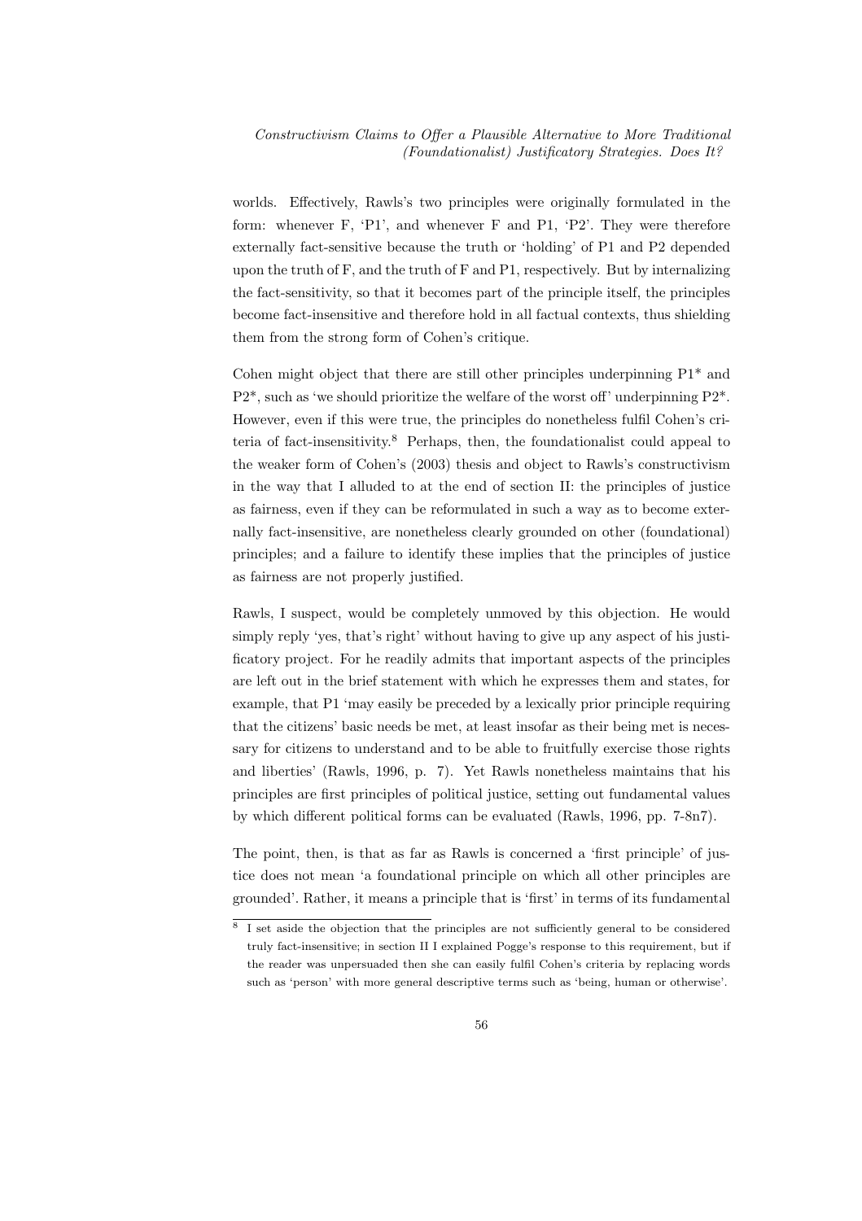worlds. Effectively, Rawls's two principles were originally formulated in the form: whenever F, 'P1', and whenever F and P1, 'P2'. They were therefore externally fact-sensitive because the truth or 'holding' of P1 and P2 depended upon the truth of F, and the truth of F and P1, respectively. But by internalizing the fact-sensitivity, so that it becomes part of the principle itself, the principles become fact-insensitive and therefore hold in all factual contexts, thus shielding them from the strong form of Cohen's critique.

Cohen might object that there are still other principles underpinning P1* and P2*, such as 'we should prioritize the welfare of the worst off' underpinning P2*. However, even if this were true, the principles do nonetheless fulfil Cohen's criteria of fact-insensitivity.[8] Perhaps, then, the foundationalist could appeal to the weaker form of Cohen's (2003) thesis and object to Rawls's constructivism in the way that I alluded to at the end of section II: the principles of justice as fairness, even if they can be reformulated in such a way as to become externally fact-insensitive, are nonetheless clearly grounded on other (foundational) principles; and a failure to identify these implies that the principles of justice as fairness are not properly justified.

Rawls, I suspect, would be completely unmoved by this objection. He would simply reply 'yes, that's right' without having to give up any aspect of his justificatory project. For he readily admits that important aspects of the principles are left out in the brief statement with which he expresses them and states, for example, that P1 'may easily be preceded by a lexically prior principle requiring that the citizens' basic needs be met, at least insofar as their being met is necessary for citizens to understand and to be able to fruitfully exercise those rights and liberties' (Rawls, 1996, p. 7). Yet Rawls nonetheless maintains that his principles are first principles of political justice, setting out fundamental values by which different political forms can be evaluated (Rawls, 1996, pp. 7-8n7).

The point, then, is that as far as Rawls is concerned a 'first principle' of justice does not mean 'a foundational principle on which all other principles are grounded'. Rather, it means a principle that is 'first' in terms of its fundamental

[8] I set aside the objection that the principles are not sufficiently general to be considered truly fact-insensitive; in section II I explained Pogge's response to this requirement, but if the reader was unpersuaded then she can easily fulfil Cohen's criteria by replacing words such as 'person' with more general descriptive terms such as 'being, human or otherwise'.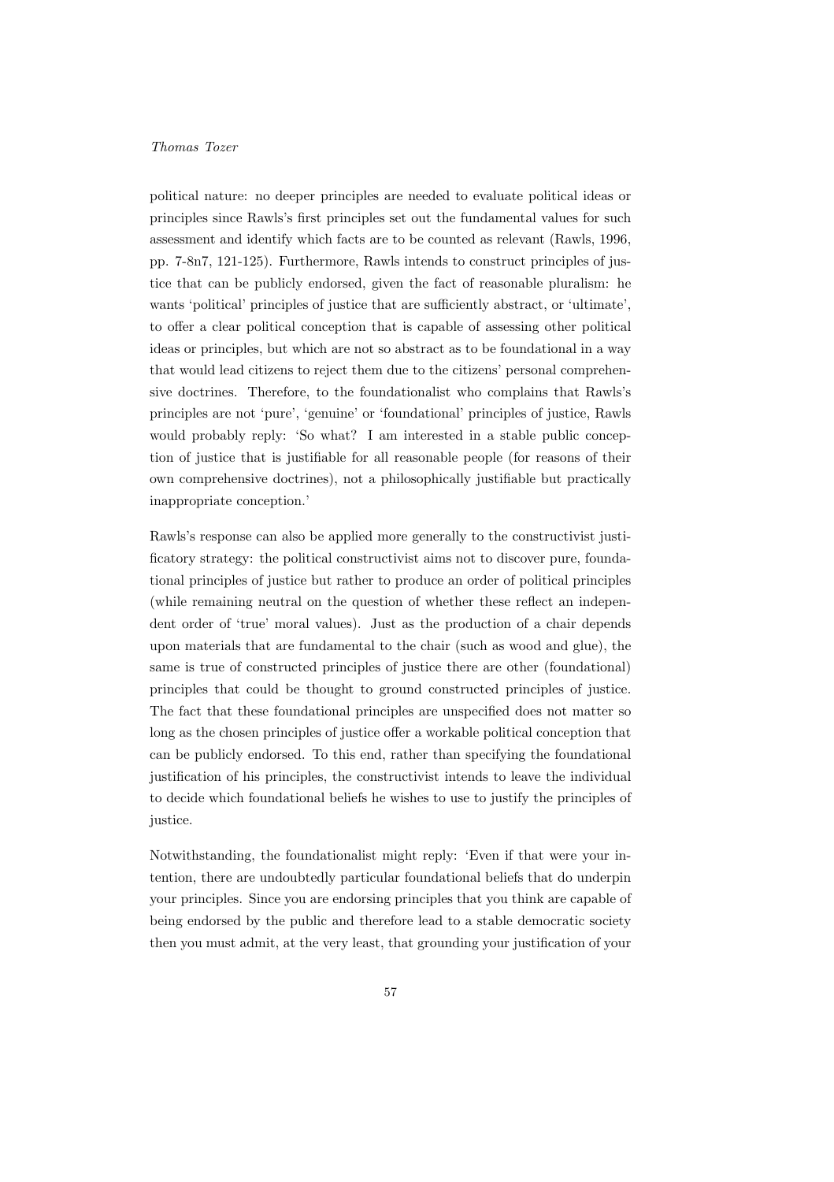political nature: no deeper principles are needed to evaluate political ideas or principles since Rawls's first principles set out the fundamental values for such assessment and identify which facts are to be counted as relevant (Rawls, 1996, pp. 7-8n7, 121-125). Furthermore, Rawls intends to construct principles of justice that can be publicly endorsed, given the fact of reasonable pluralism: he wants 'political' principles of justice that are sufficiently abstract, or 'ultimate', to offer a clear political conception that is capable of assessing other political ideas or principles, but which are not so abstract as to be foundational in a way that would lead citizens to reject them due to the citizens' personal comprehensive doctrines. Therefore, to the foundationalist who complains that Rawls's principles are not 'pure', 'genuine' or 'foundational' principles of justice, Rawls would probably reply: 'So what? I am interested in a stable public conception of justice that is justifiable for all reasonable people (for reasons of their own comprehensive doctrines), not a philosophically justifiable but practically inappropriate conception.'

Rawls's response can also be applied more generally to the constructivist justificatory strategy: the political constructivist aims not to discover pure, foundational principles of justice but rather to produce an order of political principles (while remaining neutral on the question of whether these reflect an independent order of 'true' moral values). Just as the production of a chair depends upon materials that are fundamental to the chair (such as wood and glue), the same is true of constructed principles of justice there are other (foundational) principles that could be thought to ground constructed principles of justice. The fact that these foundational principles are unspecified does not matter so long as the chosen principles of justice offer a workable political conception that can be publicly endorsed. To this end, rather than specifying the foundational justification of his principles, the constructivist intends to leave the individual to decide which foundational beliefs he wishes to use to justify the principles of justice.

Notwithstanding, the foundationalist might reply: 'Even if that were your intention, there are undoubtedly particular foundational beliefs that do underpin your principles. Since you are endorsing principles that you think are capable of being endorsed by the public and therefore lead to a stable democratic society then you must admit, at the very least, that grounding your justification of your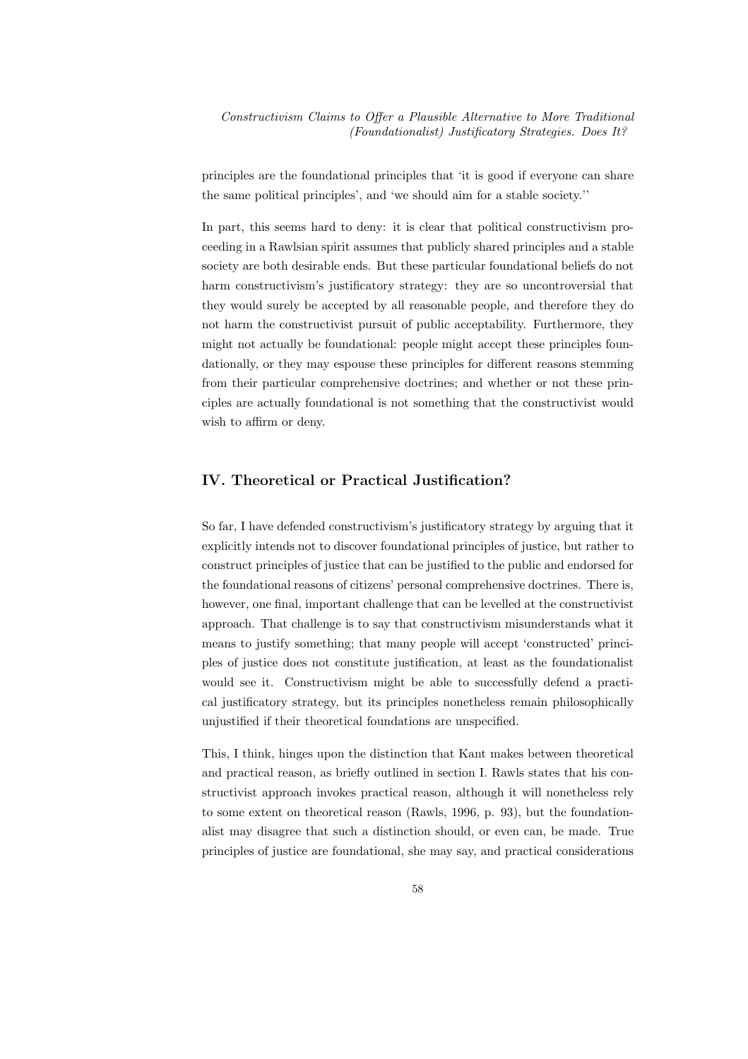principles are the foundational principles that 'it is good if everyone can share the same political principles', and 'we should aim for a stable society.''

In part, this seems hard to deny: it is clear that political constructivism proceeding in a Rawlsian spirit assumes that publicly shared principles and a stable society are both desirable ends. But these particular foundational beliefs do not harm constructivism's justificatory strategy: they are so uncontroversial that they would surely be accepted by all reasonable people, and therefore they do not harm the constructivist pursuit of public acceptability. Furthermore, they might not actually be foundational: people might accept these principles foundationally, or they may espouse these principles for different reasons stemming from their particular comprehensive doctrines; and whether or not these principles are actually foundational is not something that the constructivist would wish to affirm or deny.

## IV. Theoretical or Practical Justification?

So far, I have defended constructivism's justificatory strategy by arguing that it explicitly intends not to discover foundational principles of justice, but rather to construct principles of justice that can be justified to the public and endorsed for the foundational reasons of citizens' personal comprehensive doctrines. There is, however, one final, important challenge that can be levelled at the constructivist approach. That challenge is to say that constructivism misunderstands what it means to justify something; that many people will accept 'constructed' principles of justice does not constitute justification, at least as the foundationalist would see it. Constructivism might be able to successfully defend a practical justificatory strategy, but its principles nonetheless remain philosophically unjustified if their theoretical foundations are unspecified.

This, I think, hinges upon the distinction that Kant makes between theoretical and practical reason, as briefly outlined in section I. Rawls states that his constructivist approach invokes practical reason, although it will nonetheless rely to some extent on theoretical reason (Rawls, 1996, p. 93), but the foundationalist may disagree that such a distinction should, or even can, be made. True principles of justice are foundational, she may say, and practical considerations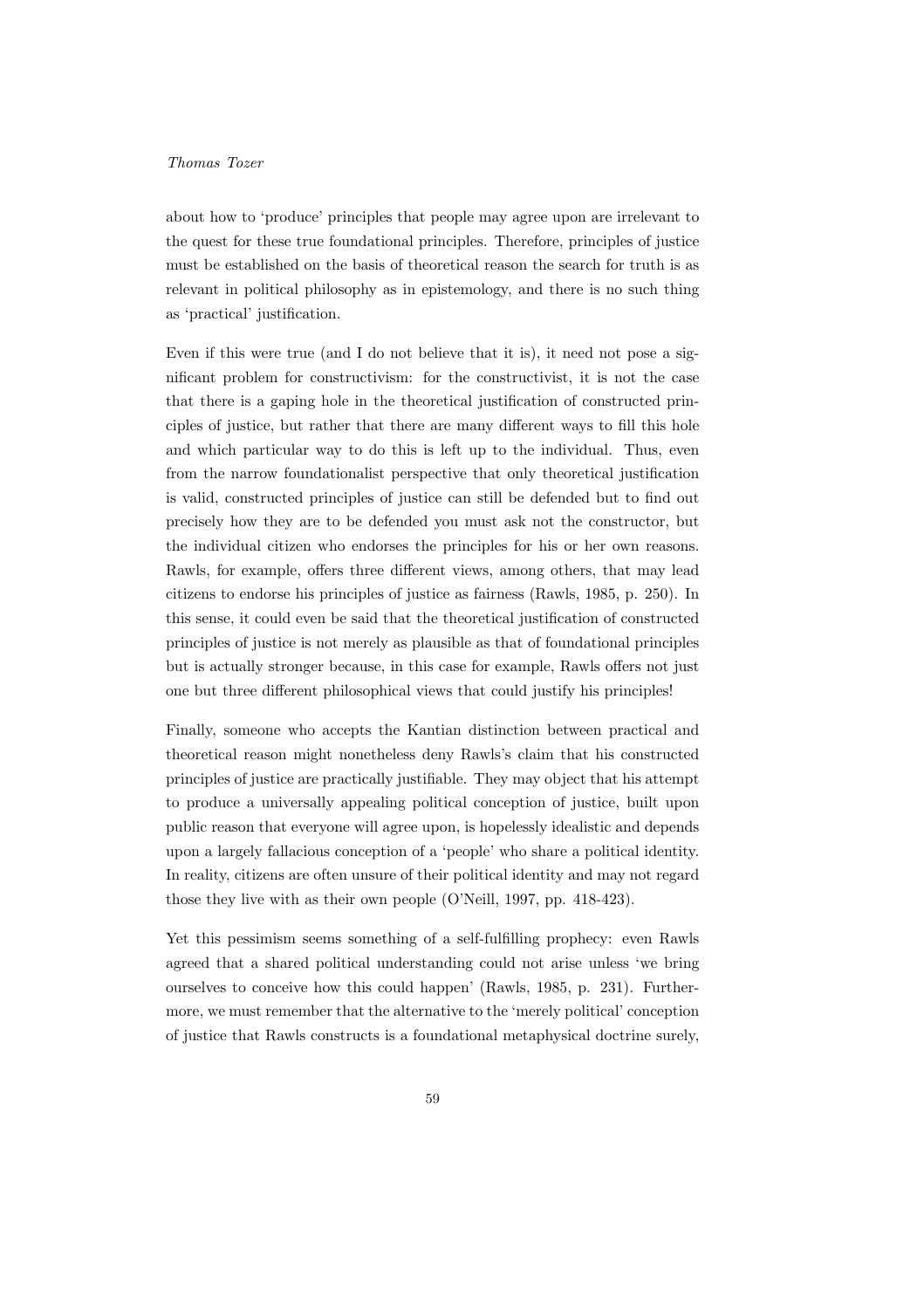about how to 'produce' principles that people may agree upon are irrelevant to the quest for these true foundational principles. Therefore, principles of justice must be established on the basis of theoretical reason the search for truth is as relevant in political philosophy as in epistemology, and there is no such thing as 'practical' justification.

Even if this were true (and I do not believe that it is), it need not pose a significant problem for constructivism: for the constructivist, it is not the case that there is a gaping hole in the theoretical justification of constructed principles of justice, but rather that there are many different ways to fill this hole and which particular way to do this is left up to the individual. Thus, even from the narrow foundationalist perspective that only theoretical justification is valid, constructed principles of justice can still be defended but to find out precisely how they are to be defended you must ask not the constructor, but the individual citizen who endorses the principles for his or her own reasons. Rawls, for example, offers three different views, among others, that may lead citizens to endorse his principles of justice as fairness (Rawls, 1985, p. 250). In this sense, it could even be said that the theoretical justification of constructed principles of justice is not merely as plausible as that of foundational principles but is actually stronger because, in this case for example, Rawls offers not just one but three different philosophical views that could justify his principles!

Finally, someone who accepts the Kantian distinction between practical and theoretical reason might nonetheless deny Rawls's claim that his constructed principles of justice are practically justifiable. They may object that his attempt to produce a universally appealing political conception of justice, built upon public reason that everyone will agree upon, is hopelessly idealistic and depends upon a largely fallacious conception of a 'people' who share a political identity. In reality, citizens are often unsure of their political identity and may not regard those they live with as their own people (O'Neill, 1997, pp. 418-423).

Yet this pessimism seems something of a self-fulfilling prophecy: even Rawls agreed that a shared political understanding could not arise unless 'we bring ourselves to conceive how this could happen' (Rawls, 1985, p. 231). Furthermore, we must remember that the alternative to the 'merely political' conception of justice that Rawls constructs is a foundational metaphysical doctrine surely,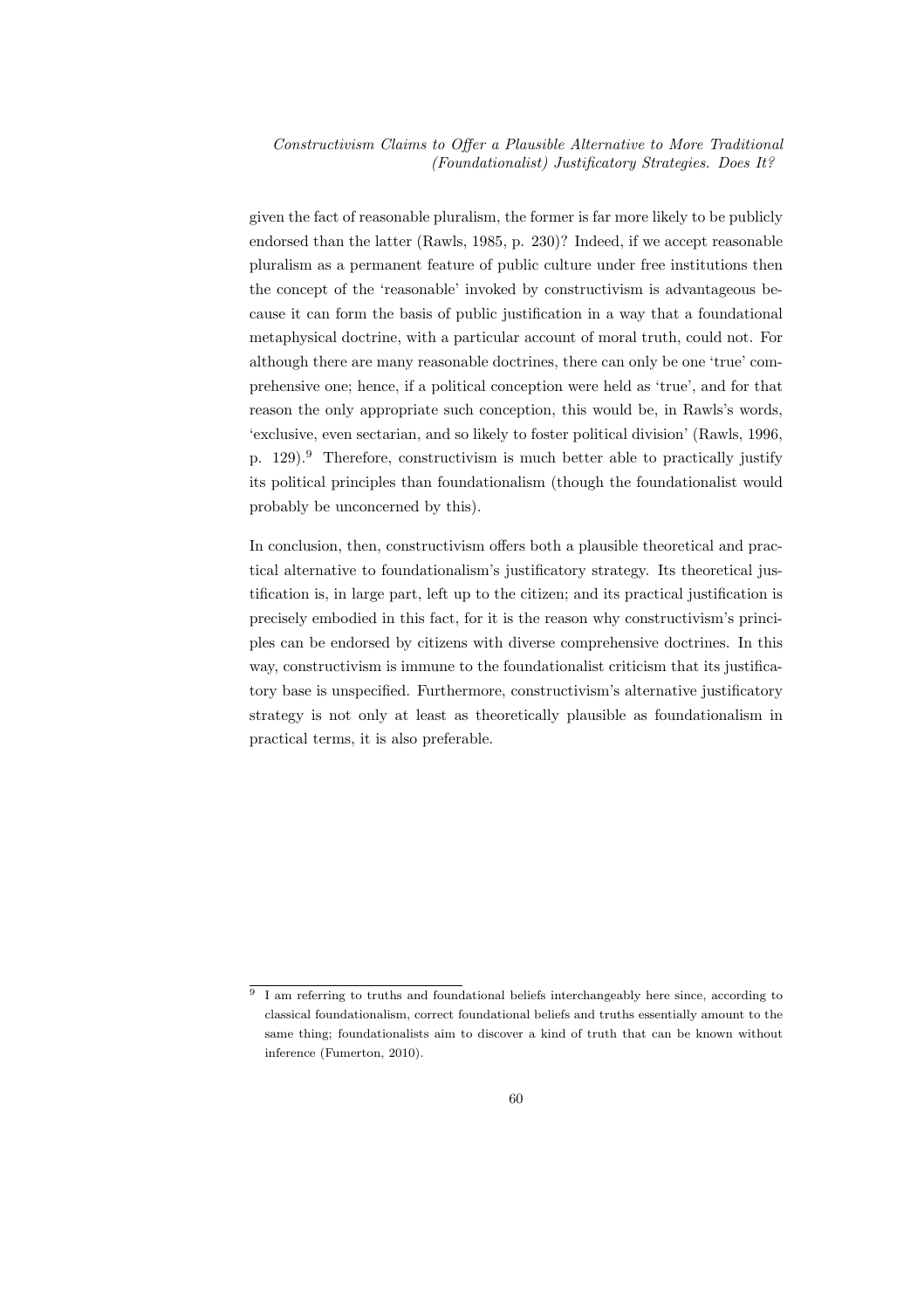given the fact of reasonable pluralism, the former is far more likely to be publicly endorsed than the latter (Rawls, 1985, p. 230)? Indeed, if we accept reasonable pluralism as a permanent feature of public culture under free institutions then the concept of the 'reasonable' invoked by constructivism is advantageous because it can form the basis of public justification in a way that a foundational metaphysical doctrine, with a particular account of moral truth, could not. For although there are many reasonable doctrines, there can only be one 'true' comprehensive one; hence, if a political conception were held as 'true', and for that reason the only appropriate such conception, this would be, in Rawls's words, 'exclusive, even sectarian, and so likely to foster political division' (Rawls, 1996, p. 129).[9] Therefore, constructivism is much better able to practically justify its political principles than foundationalism (though the foundationalist would probably be unconcerned by this).

In conclusion, then, constructivism offers both a plausible theoretical and practical alternative to foundationalism's justificatory strategy. Its theoretical justification is, in large part, left up to the citizen; and its practical justification is precisely embodied in this fact, for it is the reason why constructivism's principles can be endorsed by citizens with diverse comprehensive doctrines. In this way, constructivism is immune to the foundationalist criticism that its justificatory base is unspecified. Furthermore, constructivism's alternative justificatory strategy is not only at least as theoretically plausible as foundationalism in practical terms, it is also preferable.

[9] I am referring to truths and foundational beliefs interchangeably here since, according to classical foundationalism, correct foundational beliefs and truths essentially amount to the same thing; foundationalists aim to discover a kind of truth that can be known without inference (Fumerton, 2010).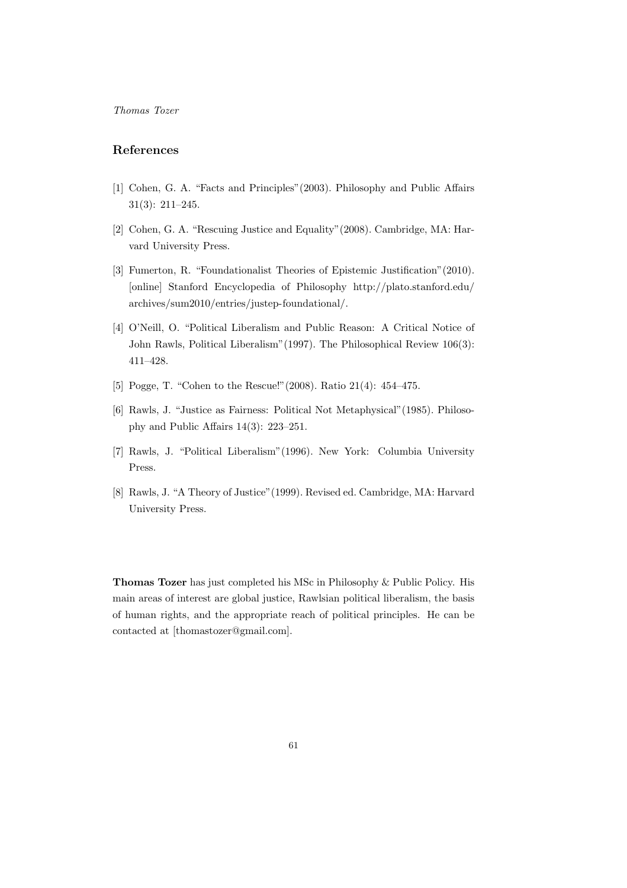## References

[1] Cohen, G. A. "Facts and Principles"(2003). Philosophy and Public Affairs 31(3): 211–245.

[2] Cohen, G. A. "Rescuing Justice and Equality"(2008). Cambridge, MA: Harvard University Press.

[3] Fumerton, R. "Foundationalist Theories of Epistemic Justification"(2010). [online] Stanford Encyclopedia of Philosophy http://plato.stanford.edu/archives/sum2010/entries/justep-foundational/.

[4] O'Neill, O. "Political Liberalism and Public Reason: A Critical Notice of John Rawls, Political Liberalism"(1997). The Philosophical Review 106(3): 411–428.

[5] Pogge, T. "Cohen to the Rescue!"(2008). Ratio 21(4): 454–475.

[6] Rawls, J. "Justice as Fairness: Political Not Metaphysical"(1985). Philosophy and Public Affairs 14(3): 223–251.

[7] Rawls, J. "Political Liberalism"(1996). New York: Columbia University Press.

[8] Rawls, J. "A Theory of Justice"(1999). Revised ed. Cambridge, MA: Harvard University Press.

**Thomas Tozer** has just completed his MSc in Philosophy & Public Policy. His main areas of interest are global justice, Rawlsian political liberalism, the basis of human rights, and the appropriate reach of political principles. He can be contacted at [thomastozer@gmail.com].